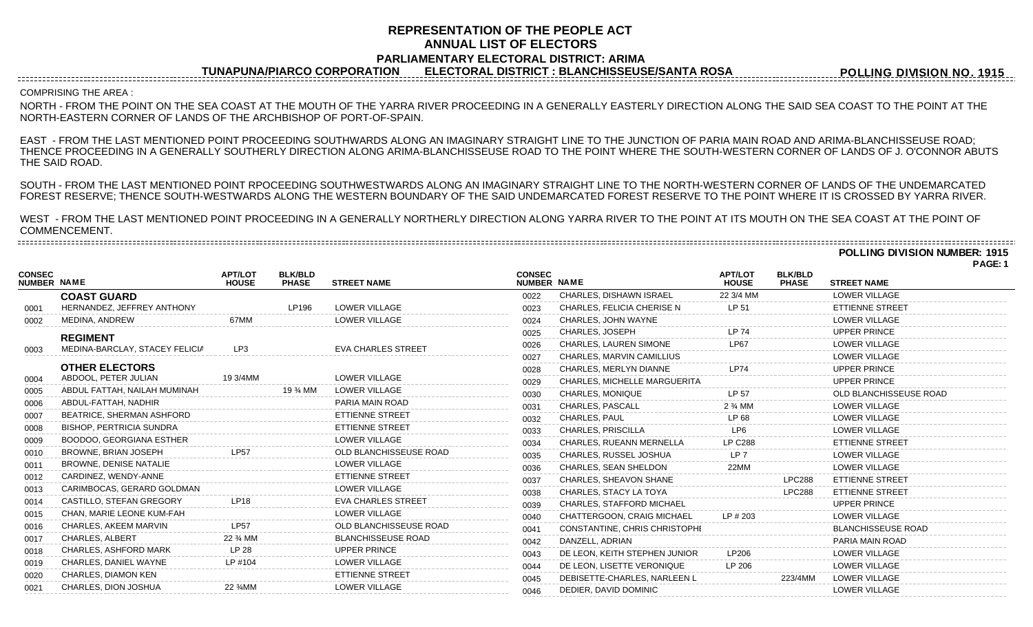# REPRESENTATION OF THE PEOPLE ACT
## ANNUAL LIST OF ELECTORS
### PARLIAMENTARY ELECTORAL DISTRICT: ARIMA

**TUNAPUNA/PIARCO CORPORATION** **ELECTORAL DISTRICT : BLANCHISSEUSE/SANTA ROSA** **POLLING DIVISION NO. 1915**

COMPRISING THE AREA :

NORTH - FROM THE POINT ON THE SEA COAST AT THE MOUTH OF THE YARRA RIVER PROCEEDING IN A GENERALLY EASTERLY DIRECTION ALONG THE SAID SEA COAST TO THE POINT AT THE NORTH-EASTERN CORNER OF LANDS OF THE ARCHBISHOP OF PORT-OF-SPAIN.

EAST - FROM THE LAST MENTIONED POINT PROCEEDING SOUTHWARDS ALONG AN IMAGINARY STRAIGHT LINE TO THE JUNCTION OF PARIA MAIN ROAD AND ARIMA-BLANCHISSEUSE ROAD; THENCE PROCEEDING IN A GENERALLY SOUTHERLY DIRECTION ALONG ARIMA-BLANCHISSEUSE ROAD TO THE POINT WHERE THE SOUTH-WESTERN CORNER OF LANDS OF J. O'CONNOR ABUTS THE SAID ROAD.

SOUTH - FROM THE LAST MENTIONED POINT RPOCEEDING SOUTHWESTWARDS ALONG AN IMAGINARY STRAIGHT LINE TO THE NORTH-WESTERN CORNER OF LANDS OF THE UNDEMARCATED FOREST RESERVE; THENCE SOUTH-WESTWARDS ALONG THE WESTERN BOUNDARY OF THE SAID UNDEMARCATED FOREST RESERVE TO THE POINT WHERE IT IS CROSSED BY YARRA RIVER.

WEST - FROM THE LAST MENTIONED POINT PROCEEDING IN A GENERALLY NORTHERLY DIRECTION ALONG YARRA RIVER TO THE POINT AT ITS MOUTH ON THE SEA COAST AT THE POINT OF COMMENCEMENT.

**POLLING DIVISION NUMBER: 1915**

| CONSEC NUMBER | NAME | APT/LOT HOUSE | BLK/BLD PHASE | STREET NAME |
|---|---|---|---|---|
| | **COAST GUARD** | | | |
| 0001 | HERNANDEZ, JEFFREY ANTHONY | | LP196 | LOWER VILLAGE |
| 0002 | MEDINA, ANDREW | 67MM | | LOWER VILLAGE |
| | **REGIMENT** | | | |
| 0003 | MEDINA-BARCLAY, STACEY FELICIA | LP3 | | EVA CHARLES STREET |
| | **OTHER ELECTORS** | | | |
| 0004 | ABDOOL, PETER JULIAN | 19 3/4MM | | LOWER VILLAGE |
| 0005 | ABDUL FATTAH, NAILAH MUMINAH | | 19 ¾ MM | LOWER VILLAGE |
| 0006 | ABDUL-FATTAH, NADHIR | | | PARIA MAIN ROAD |
| 0007 | BEATRICE, SHERMAN ASHFORD | | | ETTIENNE STREET |
| 0008 | BISHOP, PERTRICIA SUNDRA | | | ETTIENNE STREET |
| 0009 | BOODOO, GEORGIANA ESTHER | | | LOWER VILLAGE |
| 0010 | BROWNE, BRIAN JOSEPH | LP57 | | OLD BLANCHISSEUSE ROAD |
| 0011 | BROWNE, DENISE NATALIE | | | LOWER VILLAGE |
| 0012 | CARDINEZ, WENDY-ANNE | | | ETTIENNE STREET |
| 0013 | CARIMBOCAS, GERARD GOLDMAN | | | LOWER VILLAGE |
| 0014 | CASTILLO, STEFAN GREGORY | LP18 | | EVA CHARLES STREET |
| 0015 | CHAN, MARIE LEONE KUM-FAH | | | LOWER VILLAGE |
| 0016 | CHARLES, AKEEM MARVIN | LP57 | | OLD BLANCHISSEUSE ROAD |
| 0017 | CHARLES, ALBERT | 22 ¾ MM | | BLANCHISSEUSE ROAD |
| 0018 | CHARLES, ASHFORD MARK | LP 28 | | UPPER PRINCE |
| 0019 | CHARLES, DANIEL WAYNE | LP #104 | | LOWER VILLAGE |
| 0020 | CHARLES, DIAMON KEN | | | ETTIENNE STREET |
| 0021 | CHARLES, DION JOSHUA | 22 ¾MM | | LOWER VILLAGE |
| 0022 | CHARLES, DISHAWN ISRAEL | 22 3/4 MM | | LOWER VILLAGE |
| 0023 | CHARLES, FELICIA CHERISE N | LP 51 | | ETTIENNE STREET |
| 0024 | CHARLES, JOHN WAYNE | | | LOWER VILLAGE |
| 0025 | CHARLES, JOSEPH | LP 74 | | UPPER PRINCE |
| 0026 | CHARLES, LAUREN SIMONE | LP67 | | LOWER VILLAGE |
| 0027 | CHARLES, MARVIN CAMILLIUS | | | LOWER VILLAGE |
| 0028 | CHARLES, MERLYN DIANNE | LP74 | | UPPER PRINCE |
| 0029 | CHARLES, MICHELLE MARGUERITA | | | UPPER PRINCE |
| 0030 | CHARLES, MONIQUE | LP 57 | | OLD BLANCHISSEUSE ROAD |
| 0031 | CHARLES, PASCALL | 2 ¾ MM | | LOWER VILLAGE |
| 0032 | CHARLES, PAUL | LP 68 | | LOWER VILLAGE |
| 0033 | CHARLES, PRISCILLA | LP6 | | LOWER VILLAGE |
| 0034 | CHARLES, RUEANN MERNELLA | LP C288 | | ETTIENNE STREET |
| 0035 | CHARLES, RUSSEL JOSHUA | LP 7 | | LOWER VILLAGE |
| 0036 | CHARLES, SEAN SHELDON | 22MM | | LOWER VILLAGE |
| 0037 | CHARLES, SHEAVON SHANE | | LPC288 | ETTIENNE STREET |
| 0038 | CHARLES, STACY LA TOYA | | LPC288 | ETTIENNE STREET |
| 0039 | CHARLES, STAFFORD MICHAEL | | | UPPER PRINCE |
| 0040 | CHATTERGOON, CRAIG MICHAEL | LP # 203 | | LOWER VILLAGE |
| 0041 | CONSTANTINE, CHRIS CHRISTOPHE | | | BLANCHISSEUSE ROAD |
| 0042 | DANZELL, ADRIAN | | | PARIA MAIN ROAD |
| 0043 | DE LEON, KEITH STEPHEN JUNIOR | LP206 | | LOWER VILLAGE |
| 0044 | DE LEON, LISETTE VERONIQUE | LP 206 | | LOWER VILLAGE |
| 0045 | DEBISETTE-CHARLES, NARLEEN L | | 223/4MM | LOWER VILLAGE |
| 0046 | DEDIER, DAVID DOMINIC | | | LOWER VILLAGE |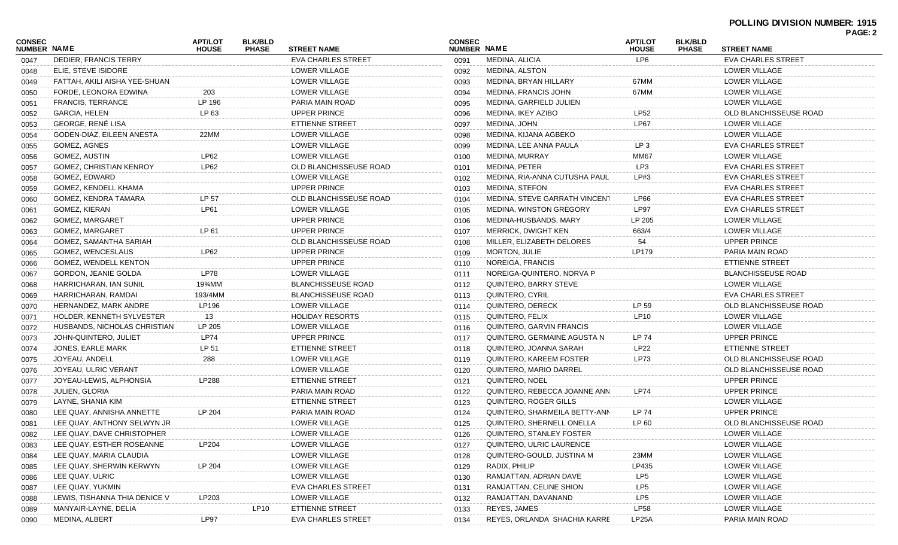**POLLING DIVISION NUMBER: 1915**

| CONSEC NUMBER | NAME | APT/LOT HOUSE | BLK/BLD PHASE | STREET NAME |
|---|---|---|---|---|
| 0047 | DEDIER, FRANCIS TERRY | | | EVA CHARLES STREET |
| 0048 | ELIE, STEVE ISIDORE | | | LOWER VILLAGE |
| 0049 | FATTAH, AKILI AISHA YEE-SHUAN | | | LOWER VILLAGE |
| 0050 | FORDE, LEONORA EDWINA | 203 | | LOWER VILLAGE |
| 0051 | FRANCIS, TERRANCE | LP 196 | | PARIA MAIN ROAD |
| 0052 | GARCIA, HELEN | LP 63 | | UPPER PRINCE |
| 0053 | GEORGE, RENÉ LISA | | | ETTIENNE STREET |
| 0054 | GODEN-DIAZ, EILEEN ANESTA | 22MM | | LOWER VILLAGE |
| 0055 | GOMEZ, AGNES | | | LOWER VILLAGE |
| 0056 | GOMEZ, AUSTIN | LP62 | | LOWER VILLAGE |
| 0057 | GOMEZ, CHRISTIAN KENROY | LP62 | | OLD BLANCHISSEUSE ROAD |
| 0058 | GOMEZ, EDWARD | | | LOWER VILLAGE |
| 0059 | GOMEZ, KENDELL KHAMA | | | UPPER PRINCE |
| 0060 | GOMEZ, KENDRA TAMARA | LP 57 | | OLD BLANCHISSEUSE ROAD |
| 0061 | GOMEZ, KIERAN | LP61 | | LOWER VILLAGE |
| 0062 | GOMEZ, MARGARET | | | UPPER PRINCE |
| 0063 | GOMEZ, MARGARET | LP 61 | | UPPER PRINCE |
| 0064 | GOMEZ, SAMANTHA SARIAH | | | OLD BLANCHISSEUSE ROAD |
| 0065 | GOMEZ, WENCESLAUS | LP62 | | UPPER PRINCE |
| 0066 | GOMEZ, WENDELL KENTON | | | UPPER PRINCE |
| 0067 | GORDON, JEANIE GOLDA | LP78 | | LOWER VILLAGE |
| 0068 | HARRICHARAN, IAN SUNIL | 19¾MM | | BLANCHISSEUSE ROAD |
| 0069 | HARRICHARAN, RAMDAI | 193/4MM | | BLANCHISSEUSE ROAD |
| 0070 | HERNANDEZ, MARK ANDRE | LP196 | | LOWER VILLAGE |
| 0071 | HOLDER, KENNETH SYLVESTER | 13 | | HOLIDAY RESORTS |
| 0072 | HUSBANDS, NICHOLAS CHRISTIAN | LP 205 | | LOWER VILLAGE |
| 0073 | JOHN-QUINTERO, JULIET | LP74 | | UPPER PRINCE |
| 0074 | JONES, EARLE MARK | LP 51 | | ETTIENNE STREET |
| 0075 | JOYEAU, ANDELL | 288 | | LOWER VILLAGE |
| 0076 | JOYEAU, ULRIC VERANT | | | LOWER VILLAGE |
| 0077 | JOYEAU-LEWIS, ALPHONSIA | LP288 | | ETTIENNE STREET |
| 0078 | JULIEN, GLORIA | | | PARIA MAIN ROAD |
| 0079 | LAYNE, SHANIA KIM | | | ETTIENNE STREET |
| 0080 | LEE QUAY, ANNISHA ANNETTE | LP 204 | | PARIA MAIN ROAD |
| 0081 | LEE QUAY, ANTHONY SELWYN JR | | | LOWER VILLAGE |
| 0082 | LEE QUAY, DAVE CHRISTOPHER | | | LOWER VILLAGE |
| 0083 | LEE QUAY, ESTHER ROSEANNE | LP204 | | LOWER VILLAGE |
| 0084 | LEE QUAY, MARIA CLAUDIA | | | LOWER VILLAGE |
| 0085 | LEE QUAY, SHERWIN KERWYN | LP 204 | | LOWER VILLAGE |
| 0086 | LEE QUAY, ULRIC | | | LOWER VILLAGE |
| 0087 | LEE QUAY, YUKMIN | | | EVA CHARLES STREET |
| 0088 | LEWIS, TISHANNA THIA DENICE V | LP203 | | LOWER VILLAGE |
| 0089 | MANYAIR-LAYNE, DELIA | | LP10 | ETTIENNE STREET |
| 0090 | MEDINA, ALBERT | LP97 | | EVA CHARLES STREET |
| 0091 | MEDINA, ALICIA | LP6 | | EVA CHARLES STREET |
| 0092 | MEDINA, ALSTON | | | LOWER VILLAGE |
| 0093 | MEDINA, BRYAN HILLARY | 67MM | | LOWER VILLAGE |
| 0094 | MEDINA, FRANCIS JOHN | 67MM | | LOWER VILLAGE |
| 0095 | MEDINA, GARFIELD JULIEN | | | LOWER VILLAGE |
| 0096 | MEDINA, IKEY AZIBO | LP52 | | OLD BLANCHISSEUSE ROAD |
| 0097 | MEDINA, JOHN | LP67 | | LOWER VILLAGE |
| 0098 | MEDINA, KIJANA AGBEKO | | | LOWER VILLAGE |
| 0099 | MEDINA, LEE ANNA PAULA | LP 3 | | EVA CHARLES STREET |
| 0100 | MEDINA, MURRAY | MM67 | | LOWER VILLAGE |
| 0101 | MEDINA, PETER | LP3 | | EVA CHARLES STREET |
| 0102 | MEDINA, RIA-ANNA CUTUSHA PAUL | LP#3 | | EVA CHARLES STREET |
| 0103 | MEDINA, STEFON | | | EVA CHARLES STREET |
| 0104 | MEDINA, STEVE GARRATH VINCENT | LP66 | | EVA CHARLES STREET |
| 0105 | MEDINA, WINSTON GREGORY | LP97 | | EVA CHARLES STREET |
| 0106 | MEDINA-HUSBANDS, MARY | LP 205 | | LOWER VILLAGE |
| 0107 | MERRICK, DWIGHT KEN | 663/4 | | LOWER VILLAGE |
| 0108 | MILLER, ELIZABETH DELORES | 54 | | UPPER PRINCE |
| 0109 | MORTON, JULIE | LP179 | | PARIA MAIN ROAD |
| 0110 | NOREIGA, FRANCIS | | | ETTIENNE STREET |
| 0111 | NOREIGA-QUINTERO, NORVA P | | | BLANCHISSEUSE ROAD |
| 0112 | QUINTERO, BARRY STEVE | | | LOWER VILLAGE |
| 0113 | QUINTERO, CYRIL | | | EVA CHARLES STREET |
| 0114 | QUINTERO, DERECK | LP 59 | | OLD BLANCHISSEUSE ROAD |
| 0115 | QUINTERO, FELIX | LP10 | | LOWER VILLAGE |
| 0116 | QUINTERO, GARVIN FRANCIS | | | LOWER VILLAGE |
| 0117 | QUINTERO, GERMAINE AGUSTA N | LP 74 | | UPPER PRINCE |
| 0118 | QUINTERO, JOANNA SARAH | LP22 | | ETTIENNE STREET |
| 0119 | QUINTERO, KAREEM FOSTER | LP73 | | OLD BLANCHISSEUSE ROAD |
| 0120 | QUINTERO, MARIO DARREL | | | OLD BLANCHISSEUSE ROAD |
| 0121 | QUINTERO, NOEL | | | UPPER PRINCE |
| 0122 | QUINTERO, REBECCA JOANNE ANN | LP74 | | UPPER PRINCE |
| 0123 | QUINTERO, ROGER GILLS | | | LOWER VILLAGE |
| 0124 | QUINTERO, SHARMEILA BETTY-ANN | LP 74 | | UPPER PRINCE |
| 0125 | QUINTERO, SHERNELL ONELLA | LP 60 | | OLD BLANCHISSEUSE ROAD |
| 0126 | QUINTERO, STANLEY FOSTER | | | LOWER VILLAGE |
| 0127 | QUINTERO, ULRIC LAURENCE | | | LOWER VILLAGE |
| 0128 | QUINTERO-GOULD, JUSTINA M | 23MM | | LOWER VILLAGE |
| 0129 | RADIX, PHILIP | LP435 | | LOWER VILLAGE |
| 0130 | RAMJATTAN, ADRIAN DAVE | LP5 | | LOWER VILLAGE |
| 0131 | RAMJATTAN, CELINE SHION | LP5 | | LOWER VILLAGE |
| 0132 | RAMJATTAN, DAVANAND | LP5 | | LOWER VILLAGE |
| 0133 | REYES, JAMES | LP58 | | LOWER VILLAGE |
| 0134 | REYES, ORLANDA SHACHIA KARRE | LP25A | | PARIA MAIN ROAD |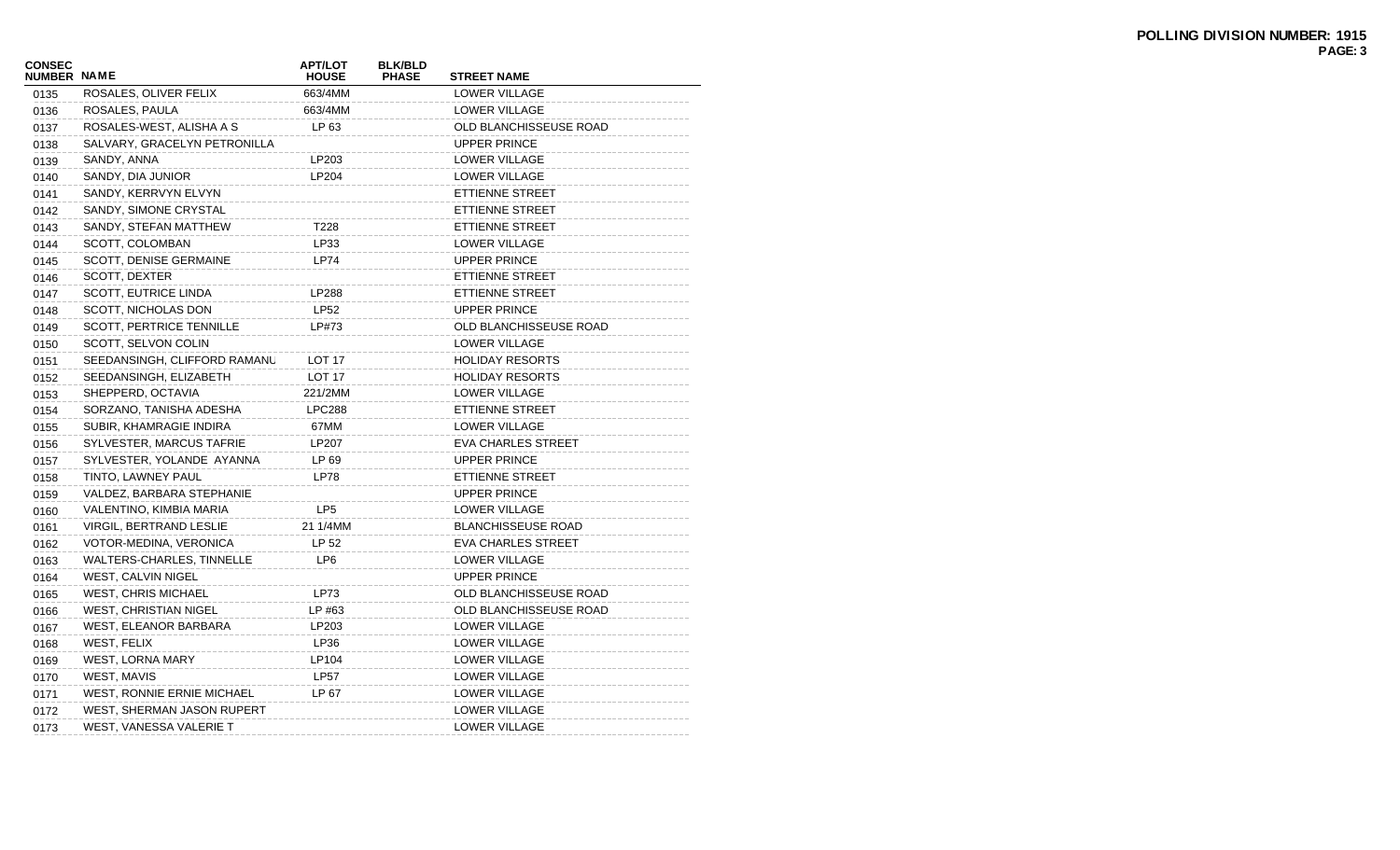**POLLING DIVISION NUMBER: 1915**

| CONSEC NUMBER | NAME | APT/LOT HOUSE | BLK/BLD PHASE | STREET NAME |
|---|---|---|---|---|
| 0135 | ROSALES, OLIVER FELIX | 663/4MM | | LOWER VILLAGE |
| 0136 | ROSALES, PAULA | 663/4MM | | LOWER VILLAGE |
| 0137 | ROSALES-WEST, ALISHA A S | LP 63 | | OLD BLANCHISSEUSE ROAD |
| 0138 | SALVARY, GRACELYN PETRONILLA | | | UPPER PRINCE |
| 0139 | SANDY, ANNA | LP203 | | LOWER VILLAGE |
| 0140 | SANDY, DIA JUNIOR | LP204 | | LOWER VILLAGE |
| 0141 | SANDY, KERRVYN ELVYN | | | ETTIENNE STREET |
| 0142 | SANDY, SIMONE CRYSTAL | | | ETTIENNE STREET |
| 0143 | SANDY, STEFAN MATTHEW | T228 | | ETTIENNE STREET |
| 0144 | SCOTT, COLOMBAN | LP33 | | LOWER VILLAGE |
| 0145 | SCOTT, DENISE GERMAINE | LP74 | | UPPER PRINCE |
| 0146 | SCOTT, DEXTER | | | ETTIENNE STREET |
| 0147 | SCOTT, EUTRICE LINDA | LP288 | | ETTIENNE STREET |
| 0148 | SCOTT, NICHOLAS DON | LP52 | | UPPER PRINCE |
| 0149 | SCOTT, PERTRICE TENNILLE | LP#73 | | OLD BLANCHISSEUSE ROAD |
| 0150 | SCOTT, SELVON COLIN | | | LOWER VILLAGE |
| 0151 | SEEDANSINGH, CLIFFORD RAMANU | LOT 17 | | HOLIDAY RESORTS |
| 0152 | SEEDANSINGH, ELIZABETH | LOT 17 | | HOLIDAY RESORTS |
| 0153 | SHEPPERD, OCTAVIA | 221/2MM | | LOWER VILLAGE |
| 0154 | SORZANO, TANISHA ADESHA | LPC288 | | ETTIENNE STREET |
| 0155 | SUBIR, KHAMRAGIE INDIRA | 67MM | | LOWER VILLAGE |
| 0156 | SYLVESTER, MARCUS TAFRIE | LP207 | | EVA CHARLES STREET |
| 0157 | SYLVESTER, YOLANDE AYANNA | LP 69 | | UPPER PRINCE |
| 0158 | TINTO, LAWNEY PAUL | LP78 | | ETTIENNE STREET |
| 0159 | VALDEZ, BARBARA STEPHANIE | | | UPPER PRINCE |
| 0160 | VALENTINO, KIMBIA MARIA | LP5 | | LOWER VILLAGE |
| 0161 | VIRGIL, BERTRAND LESLIE | 21 1/4MM | | BLANCHISSEUSE ROAD |
| 0162 | VOTOR-MEDINA, VERONICA | LP 52 | | EVA CHARLES STREET |
| 0163 | WALTERS-CHARLES, TINNELLE | LP6 | | LOWER VILLAGE |
| 0164 | WEST, CALVIN NIGEL | | | UPPER PRINCE |
| 0165 | WEST, CHRIS MICHAEL | LP73 | | OLD BLANCHISSEUSE ROAD |
| 0166 | WEST, CHRISTIAN NIGEL | LP #63 | | OLD BLANCHISSEUSE ROAD |
| 0167 | WEST, ELEANOR BARBARA | LP203 | | LOWER VILLAGE |
| 0168 | WEST, FELIX | LP36 | | LOWER VILLAGE |
| 0169 | WEST, LORNA MARY | LP104 | | LOWER VILLAGE |
| 0170 | WEST, MAVIS | LP57 | | LOWER VILLAGE |
| 0171 | WEST, RONNIE ERNIE MICHAEL | LP 67 | | LOWER VILLAGE |
| 0172 | WEST, SHERMAN JASON RUPERT | | | LOWER VILLAGE |
| 0173 | WEST, VANESSA VALERIE T | | | LOWER VILLAGE |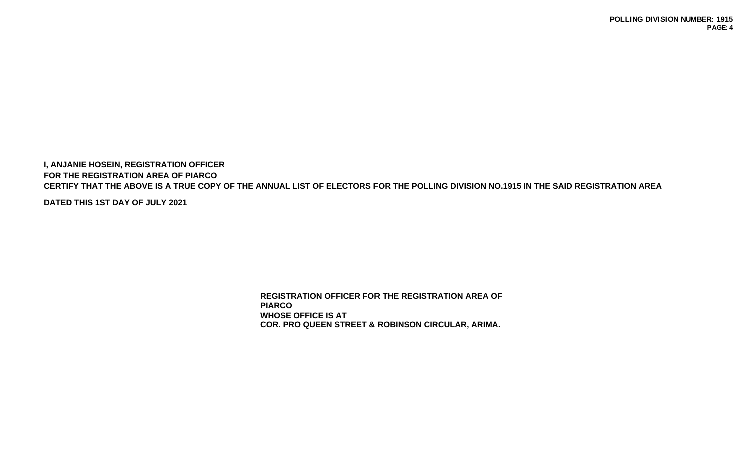**I, ANJANIE HOSEIN, REGISTRATION OFFICER**
**FOR THE REGISTRATION AREA OF PIARCO**
**CERTIFY THAT THE ABOVE IS A TRUE COPY OF THE ANNUAL LIST OF ELECTORS FOR THE POLLING DIVISION NO.1915 IN THE SAID REGISTRATION AREA**

**DATED THIS 1ST DAY OF JULY 2021**

---

**REGISTRATION OFFICER FOR THE REGISTRATION AREA OF PIARCO**
**WHOSE OFFICE IS AT**
**COR. PRO QUEEN STREET & ROBINSON CIRCULAR, ARIMA.**